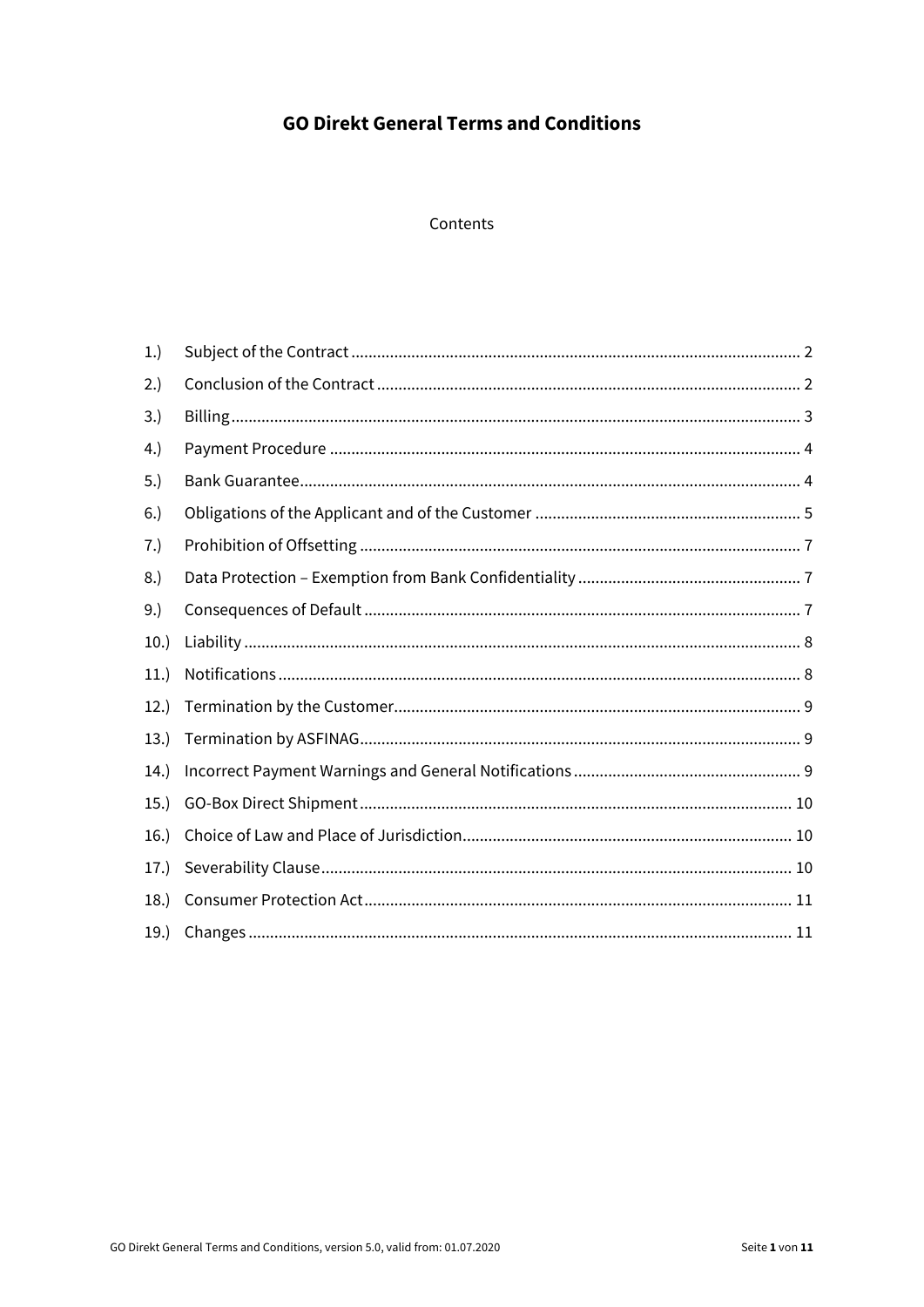# GO Direkt General Terms and Conditions

Contents

| | | |
|---|---|---|
| 1.) | Subject of the Contract | 2 |
| 2.) | Conclusion of the Contract | 2 |
| 3.) | Billing | 3 |
| 4.) | Payment Procedure | 4 |
| 5.) | Bank Guarantee | 4 |
| 6.) | Obligations of the Applicant and of the Customer | 5 |
| 7.) | Prohibition of Offsetting | 7 |
| 8.) | Data Protection – Exemption from Bank Confidentiality | 7 |
| 9.) | Consequences of Default | 7 |
| 10.) | Liability | 8 |
| 11.) | Notifications | 8 |
| 12.) | Termination by the Customer | 9 |
| 13.) | Termination by ASFINAG | 9 |
| 14.) | Incorrect Payment Warnings and General Notifications | 9 |
| 15.) | GO-Box Direct Shipment | 10 |
| 16.) | Choice of Law and Place of Jurisdiction | 10 |
| 17.) | Severability Clause | 10 |
| 18.) | Consumer Protection Act | 11 |
| 19.) | Changes | 11 |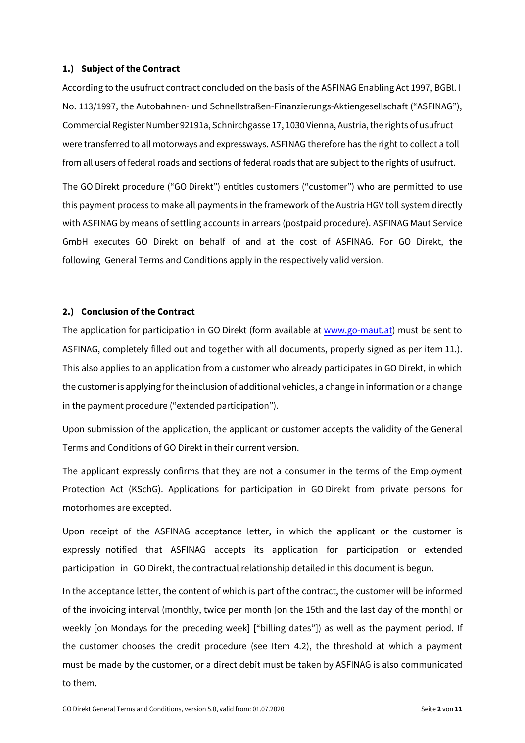## 1.) Subject of the Contract

According to the usufruct contract concluded on the basis of the ASFINAG Enabling Act 1997, BGBl. I No. 113/1997, the Autobahnen- und Schnellstraßen-Finanzierungs-Aktiengesellschaft ("ASFINAG"), Commercial Register Number 92191a, Schnirchgasse 17, 1030 Vienna, Austria, the rights of usufruct were transferred to all motorways and expressways. ASFINAG therefore has the right to collect a toll from all users of federal roads and sections of federal roads that are subject to the rights of usufruct.

The GO Direkt procedure ("GO Direkt") entitles customers ("customer") who are permitted to use this payment process to make all payments in the framework of the Austria HGV toll system directly with ASFINAG by means of settling accounts in arrears (postpaid procedure). ASFINAG Maut Service GmbH executes GO Direkt on behalf of and at the cost of ASFINAG. For GO Direkt, the following General Terms and Conditions apply in the respectively valid version.

## 2.) Conclusion of the Contract

The application for participation in GO Direkt (form available at www.go-maut.at) must be sent to ASFINAG, completely filled out and together with all documents, properly signed as per item 11.). This also applies to an application from a customer who already participates in GO Direkt, in which the customer is applying for the inclusion of additional vehicles, a change in information or a change in the payment procedure ("extended participation").

Upon submission of the application, the applicant or customer accepts the validity of the General Terms and Conditions of GO Direkt in their current version.

The applicant expressly confirms that they are not a consumer in the terms of the Employment Protection Act (KSchG). Applications for participation in GO Direkt from private persons for motorhomes are excepted.

Upon receipt of the ASFINAG acceptance letter, in which the applicant or the customer is expressly notified that ASFINAG accepts its application for participation or extended participation in GO Direkt, the contractual relationship detailed in this document is begun.

In the acceptance letter, the content of which is part of the contract, the customer will be informed of the invoicing interval (monthly, twice per month [on the 15th and the last day of the month] or weekly [on Mondays for the preceding week] ["billing dates"]) as well as the payment period. If the customer chooses the credit procedure (see Item 4.2), the threshold at which a payment must be made by the customer, or a direct debit must be taken by ASFINAG is also communicated to them.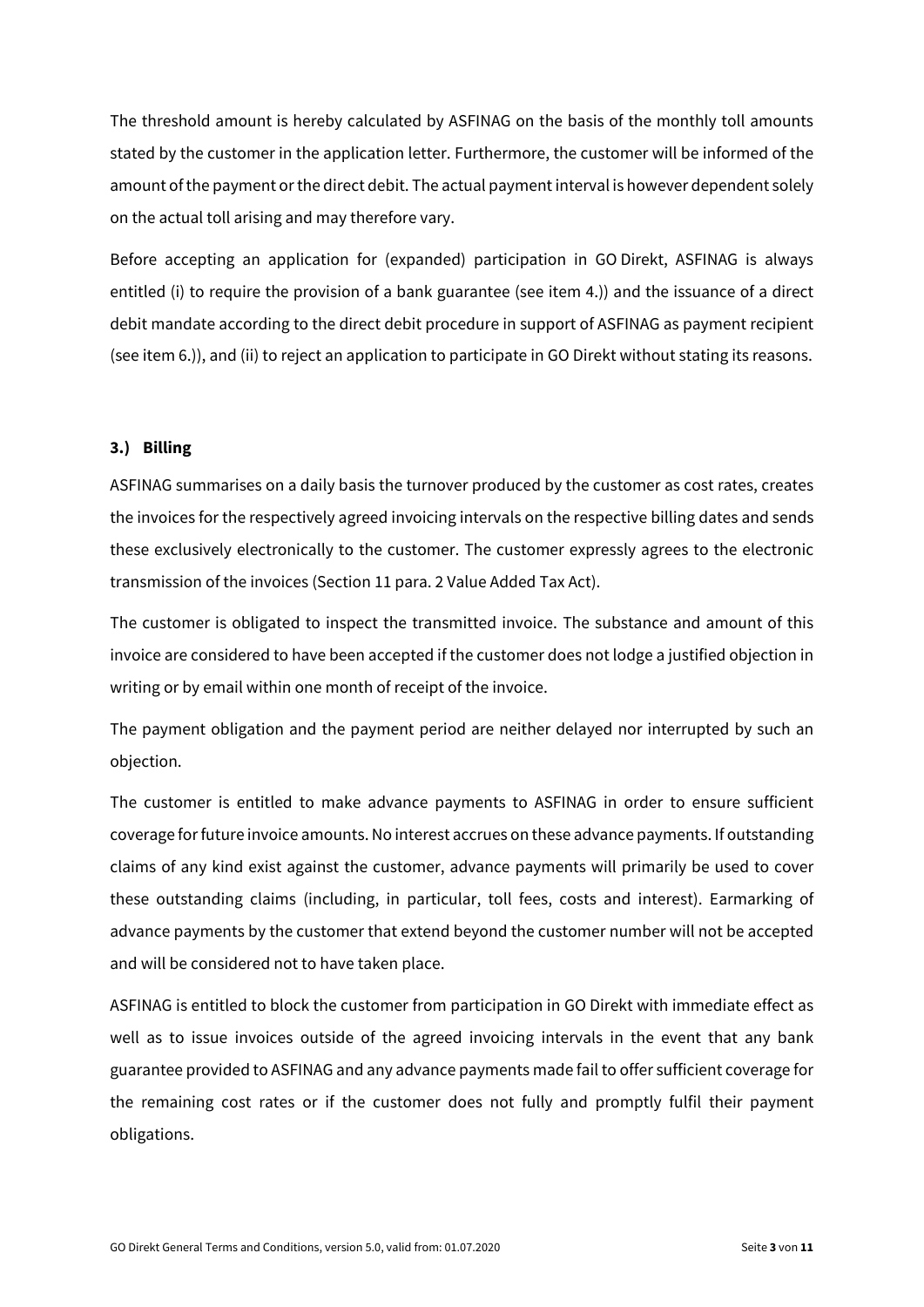The threshold amount is hereby calculated by ASFINAG on the basis of the monthly toll amounts stated by the customer in the application letter. Furthermore, the customer will be informed of the amount of the payment or the direct debit. The actual payment interval is however dependent solely on the actual toll arising and may therefore vary.

Before accepting an application for (expanded) participation in GO Direkt, ASFINAG is always entitled (i) to require the provision of a bank guarantee (see item 4.)) and the issuance of a direct debit mandate according to the direct debit procedure in support of ASFINAG as payment recipient (see item 6.)), and (ii) to reject an application to participate in GO Direkt without stating its reasons.

### 3.) Billing

ASFINAG summarises on a daily basis the turnover produced by the customer as cost rates, creates the invoices for the respectively agreed invoicing intervals on the respective billing dates and sends these exclusively electronically to the customer. The customer expressly agrees to the electronic transmission of the invoices (Section 11 para. 2 Value Added Tax Act).

The customer is obligated to inspect the transmitted invoice. The substance and amount of this invoice are considered to have been accepted if the customer does not lodge a justified objection in writing or by email within one month of receipt of the invoice.

The payment obligation and the payment period are neither delayed nor interrupted by such an objection.

The customer is entitled to make advance payments to ASFINAG in order to ensure sufficient coverage for future invoice amounts. No interest accrues on these advance payments. If outstanding claims of any kind exist against the customer, advance payments will primarily be used to cover these outstanding claims (including, in particular, toll fees, costs and interest). Earmarking of advance payments by the customer that extend beyond the customer number will not be accepted and will be considered not to have taken place.

ASFINAG is entitled to block the customer from participation in GO Direkt with immediate effect as well as to issue invoices outside of the agreed invoicing intervals in the event that any bank guarantee provided to ASFINAG and any advance payments made fail to offer sufficient coverage for the remaining cost rates or if the customer does not fully and promptly fulfil their payment obligations.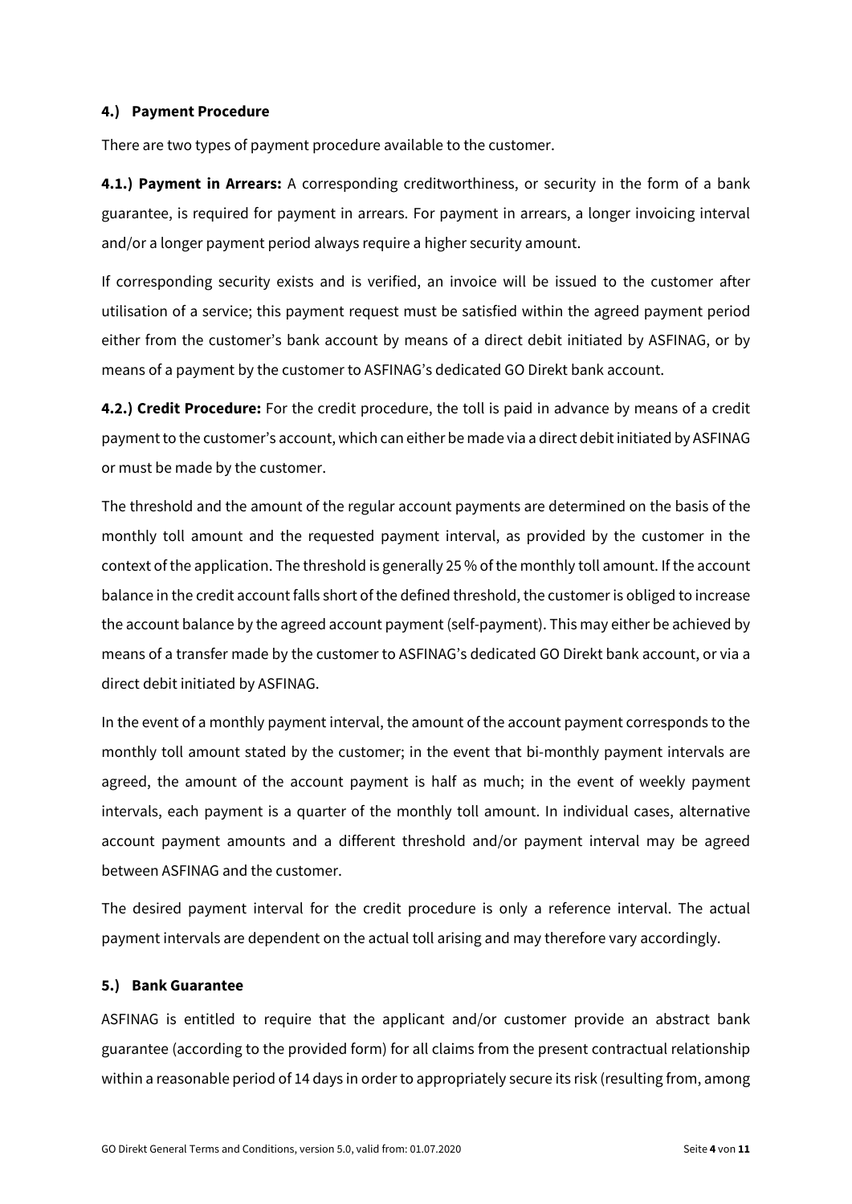### 4.) Payment Procedure

There are two types of payment procedure available to the customer.

**4.1.) Payment in Arrears:** A corresponding creditworthiness, or security in the form of a bank guarantee, is required for payment in arrears. For payment in arrears, a longer invoicing interval and/or a longer payment period always require a higher security amount.

If corresponding security exists and is verified, an invoice will be issued to the customer after utilisation of a service; this payment request must be satisfied within the agreed payment period either from the customer's bank account by means of a direct debit initiated by ASFINAG, or by means of a payment by the customer to ASFINAG's dedicated GO Direkt bank account.

**4.2.) Credit Procedure:** For the credit procedure, the toll is paid in advance by means of a credit payment to the customer's account, which can either be made via a direct debit initiated by ASFINAG or must be made by the customer.

The threshold and the amount of the regular account payments are determined on the basis of the monthly toll amount and the requested payment interval, as provided by the customer in the context of the application. The threshold is generally 25 % of the monthly toll amount. If the account balance in the credit account falls short of the defined threshold, the customer is obliged to increase the account balance by the agreed account payment (self-payment). This may either be achieved by means of a transfer made by the customer to ASFINAG's dedicated GO Direkt bank account, or via a direct debit initiated by ASFINAG.

In the event of a monthly payment interval, the amount of the account payment corresponds to the monthly toll amount stated by the customer; in the event that bi-monthly payment intervals are agreed, the amount of the account payment is half as much; in the event of weekly payment intervals, each payment is a quarter of the monthly toll amount. In individual cases, alternative account payment amounts and a different threshold and/or payment interval may be agreed between ASFINAG and the customer.

The desired payment interval for the credit procedure is only a reference interval. The actual payment intervals are dependent on the actual toll arising and may therefore vary accordingly.

### 5.) Bank Guarantee

ASFINAG is entitled to require that the applicant and/or customer provide an abstract bank guarantee (according to the provided form) for all claims from the present contractual relationship within a reasonable period of 14 days in order to appropriately secure its risk (resulting from, among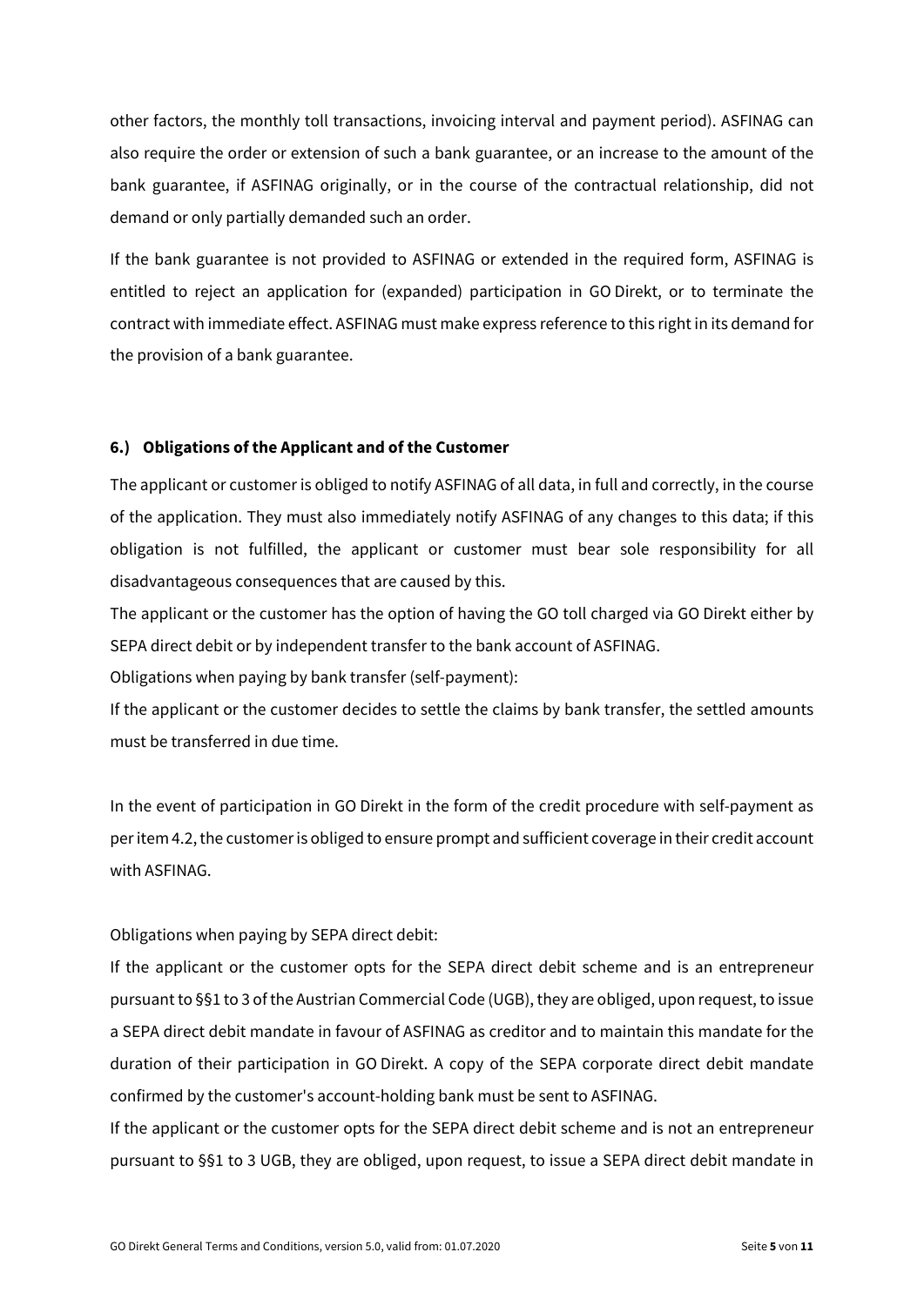other factors, the monthly toll transactions, invoicing interval and payment period). ASFINAG can also require the order or extension of such a bank guarantee, or an increase to the amount of the bank guarantee, if ASFINAG originally, or in the course of the contractual relationship, did not demand or only partially demanded such an order.

If the bank guarantee is not provided to ASFINAG or extended in the required form, ASFINAG is entitled to reject an application for (expanded) participation in GO Direkt, or to terminate the contract with immediate effect. ASFINAG must make express reference to this right in its demand for the provision of a bank guarantee.

## 6.) Obligations of the Applicant and of the Customer

The applicant or customer is obliged to notify ASFINAG of all data, in full and correctly, in the course of the application. They must also immediately notify ASFINAG of any changes to this data; if this obligation is not fulfilled, the applicant or customer must bear sole responsibility for all disadvantageous consequences that are caused by this.

The applicant or the customer has the option of having the GO toll charged via GO Direkt either by SEPA direct debit or by independent transfer to the bank account of ASFINAG.

Obligations when paying by bank transfer (self-payment):

If the applicant or the customer decides to settle the claims by bank transfer, the settled amounts must be transferred in due time.

In the event of participation in GO Direkt in the form of the credit procedure with self-payment as per item 4.2, the customer is obliged to ensure prompt and sufficient coverage in their credit account with ASFINAG.

Obligations when paying by SEPA direct debit:

If the applicant or the customer opts for the SEPA direct debit scheme and is an entrepreneur pursuant to §§1 to 3 of the Austrian Commercial Code (UGB), they are obliged, upon request, to issue a SEPA direct debit mandate in favour of ASFINAG as creditor and to maintain this mandate for the duration of their participation in GO Direkt. A copy of the SEPA corporate direct debit mandate confirmed by the customer's account-holding bank must be sent to ASFINAG.

If the applicant or the customer opts for the SEPA direct debit scheme and is not an entrepreneur pursuant to §§1 to 3 UGB, they are obliged, upon request, to issue a SEPA direct debit mandate in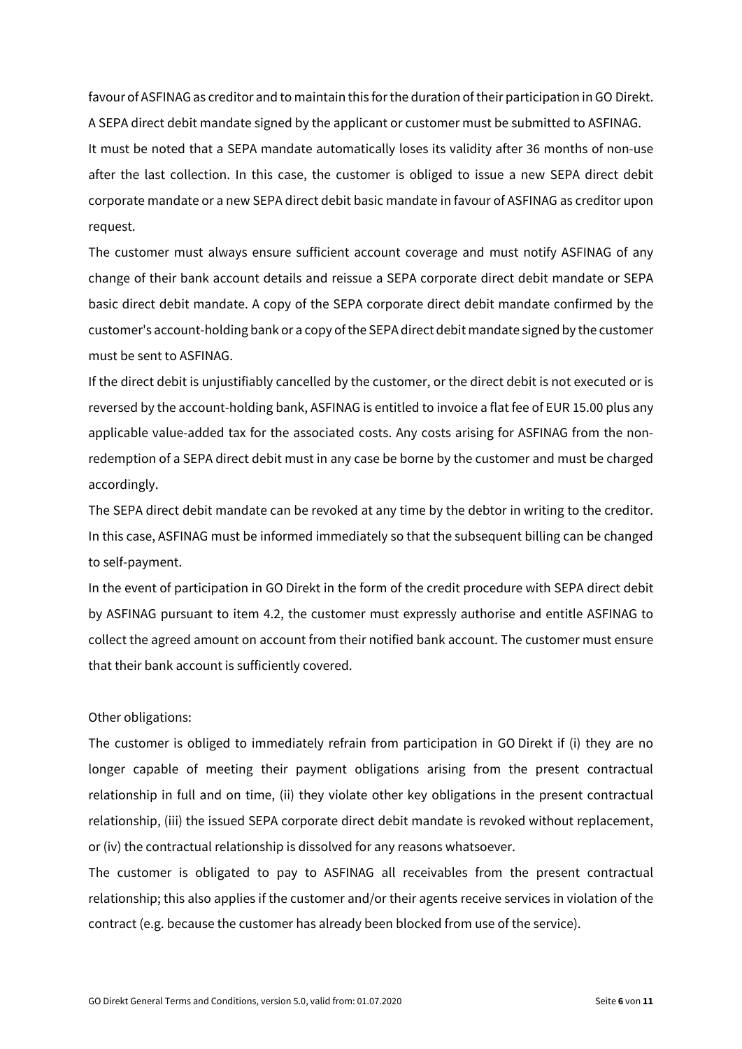favour of ASFINAG as creditor and to maintain this for the duration of their participation in GO Direkt. A SEPA direct debit mandate signed by the applicant or customer must be submitted to ASFINAG.

It must be noted that a SEPA mandate automatically loses its validity after 36 months of non-use after the last collection. In this case, the customer is obliged to issue a new SEPA direct debit corporate mandate or a new SEPA direct debit basic mandate in favour of ASFINAG as creditor upon request.

The customer must always ensure sufficient account coverage and must notify ASFINAG of any change of their bank account details and reissue a SEPA corporate direct debit mandate or SEPA basic direct debit mandate. A copy of the SEPA corporate direct debit mandate confirmed by the customer's account-holding bank or a copy of the SEPA direct debit mandate signed by the customer must be sent to ASFINAG.

If the direct debit is unjustifiably cancelled by the customer, or the direct debit is not executed or is reversed by the account-holding bank, ASFINAG is entitled to invoice a flat fee of EUR 15.00 plus any applicable value-added tax for the associated costs. Any costs arising for ASFINAG from the non-redemption of a SEPA direct debit must in any case be borne by the customer and must be charged accordingly.

The SEPA direct debit mandate can be revoked at any time by the debtor in writing to the creditor. In this case, ASFINAG must be informed immediately so that the subsequent billing can be changed to self-payment.

In the event of participation in GO Direkt in the form of the credit procedure with SEPA direct debit by ASFINAG pursuant to item 4.2, the customer must expressly authorise and entitle ASFINAG to collect the agreed amount on account from their notified bank account. The customer must ensure that their bank account is sufficiently covered.

Other obligations:

The customer is obliged to immediately refrain from participation in GO Direkt if (i) they are no longer capable of meeting their payment obligations arising from the present contractual relationship in full and on time, (ii) they violate other key obligations in the present contractual relationship, (iii) the issued SEPA corporate direct debit mandate is revoked without replacement, or (iv) the contractual relationship is dissolved for any reasons whatsoever.

The customer is obligated to pay to ASFINAG all receivables from the present contractual relationship; this also applies if the customer and/or their agents receive services in violation of the contract (e.g. because the customer has already been blocked from use of the service).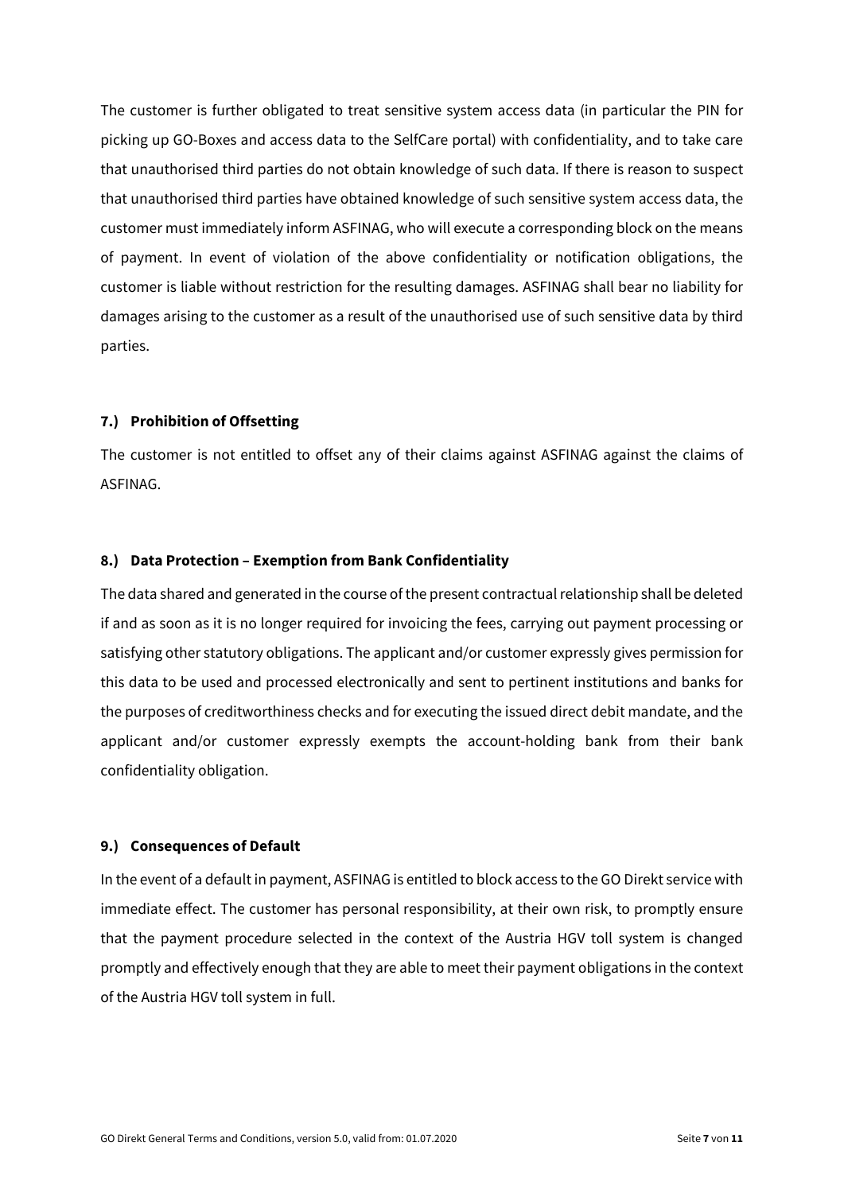The customer is further obligated to treat sensitive system access data (in particular the PIN for picking up GO-Boxes and access data to the SelfCare portal) with confidentiality, and to take care that unauthorised third parties do not obtain knowledge of such data. If there is reason to suspect that unauthorised third parties have obtained knowledge of such sensitive system access data, the customer must immediately inform ASFINAG, who will execute a corresponding block on the means of payment. In event of violation of the above confidentiality or notification obligations, the customer is liable without restriction for the resulting damages. ASFINAG shall bear no liability for damages arising to the customer as a result of the unauthorised use of such sensitive data by third parties.

### 7.) Prohibition of Offsetting

The customer is not entitled to offset any of their claims against ASFINAG against the claims of ASFINAG.

### 8.) Data Protection – Exemption from Bank Confidentiality

The data shared and generated in the course of the present contractual relationship shall be deleted if and as soon as it is no longer required for invoicing the fees, carrying out payment processing or satisfying other statutory obligations. The applicant and/or customer expressly gives permission for this data to be used and processed electronically and sent to pertinent institutions and banks for the purposes of creditworthiness checks and for executing the issued direct debit mandate, and the applicant and/or customer expressly exempts the account-holding bank from their bank confidentiality obligation.

### 9.) Consequences of Default

In the event of a default in payment, ASFINAG is entitled to block access to the GO Direkt service with immediate effect. The customer has personal responsibility, at their own risk, to promptly ensure that the payment procedure selected in the context of the Austria HGV toll system is changed promptly and effectively enough that they are able to meet their payment obligations in the context of the Austria HGV toll system in full.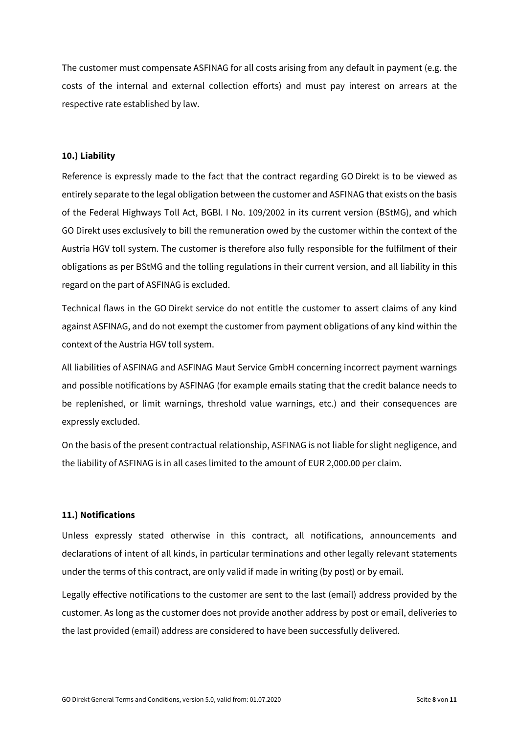The customer must compensate ASFINAG for all costs arising from any default in payment (e.g. the costs of the internal and external collection efforts) and must pay interest on arrears at the respective rate established by law.

### 10.) Liability

Reference is expressly made to the fact that the contract regarding GO Direkt is to be viewed as entirely separate to the legal obligation between the customer and ASFINAG that exists on the basis of the Federal Highways Toll Act, BGBl. I No. 109/2002 in its current version (BStMG), and which GO Direkt uses exclusively to bill the remuneration owed by the customer within the context of the Austria HGV toll system. The customer is therefore also fully responsible for the fulfilment of their obligations as per BStMG and the tolling regulations in their current version, and all liability in this regard on the part of ASFINAG is excluded.

Technical flaws in the GO Direkt service do not entitle the customer to assert claims of any kind against ASFINAG, and do not exempt the customer from payment obligations of any kind within the context of the Austria HGV toll system.

All liabilities of ASFINAG and ASFINAG Maut Service GmbH concerning incorrect payment warnings and possible notifications by ASFINAG (for example emails stating that the credit balance needs to be replenished, or limit warnings, threshold value warnings, etc.) and their consequences are expressly excluded.

On the basis of the present contractual relationship, ASFINAG is not liable for slight negligence, and the liability of ASFINAG is in all cases limited to the amount of EUR 2,000.00 per claim.

### 11.) Notifications

Unless expressly stated otherwise in this contract, all notifications, announcements and declarations of intent of all kinds, in particular terminations and other legally relevant statements under the terms of this contract, are only valid if made in writing (by post) or by email.

Legally effective notifications to the customer are sent to the last (email) address provided by the customer. As long as the customer does not provide another address by post or email, deliveries to the last provided (email) address are considered to have been successfully delivered.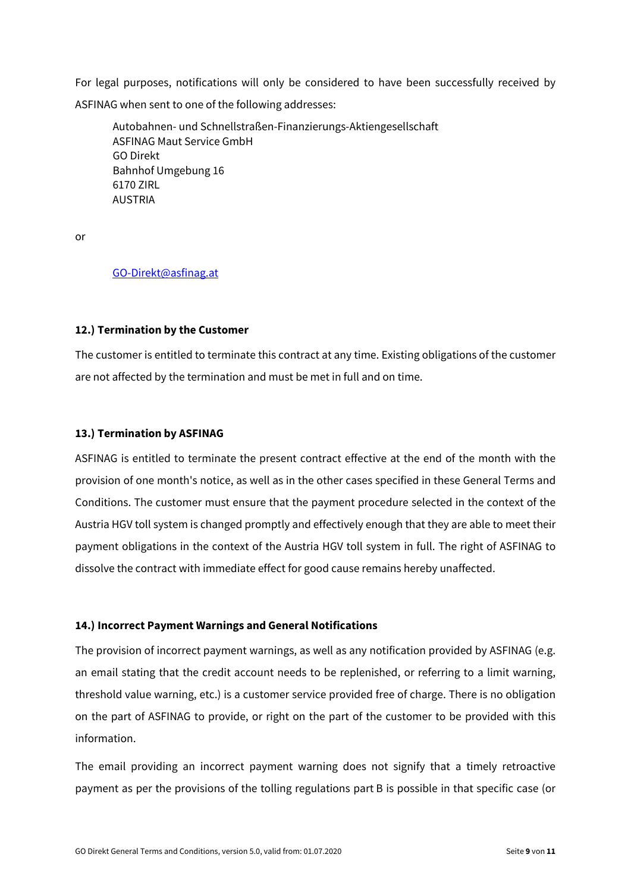For legal purposes, notifications will only be considered to have been successfully received by ASFINAG when sent to one of the following addresses:

Autobahnen- und Schnellstraßen-Finanzierungs-Aktiengesellschaft
ASFINAG Maut Service GmbH
GO Direkt
Bahnhof Umgebung 16
6170 ZIRL
AUSTRIA

or

GO-Direkt@asfinag.at

### 12.) Termination by the Customer

The customer is entitled to terminate this contract at any time. Existing obligations of the customer are not affected by the termination and must be met in full and on time.

### 13.) Termination by ASFINAG

ASFINAG is entitled to terminate the present contract effective at the end of the month with the provision of one month's notice, as well as in the other cases specified in these General Terms and Conditions. The customer must ensure that the payment procedure selected in the context of the Austria HGV toll system is changed promptly and effectively enough that they are able to meet their payment obligations in the context of the Austria HGV toll system in full. The right of ASFINAG to dissolve the contract with immediate effect for good cause remains hereby unaffected.

### 14.) Incorrect Payment Warnings and General Notifications

The provision of incorrect payment warnings, as well as any notification provided by ASFINAG (e.g. an email stating that the credit account needs to be replenished, or referring to a limit warning, threshold value warning, etc.) is a customer service provided free of charge. There is no obligation on the part of ASFINAG to provide, or right on the part of the customer to be provided with this information.

The email providing an incorrect payment warning does not signify that a timely retroactive payment as per the provisions of the tolling regulations part B is possible in that specific case (or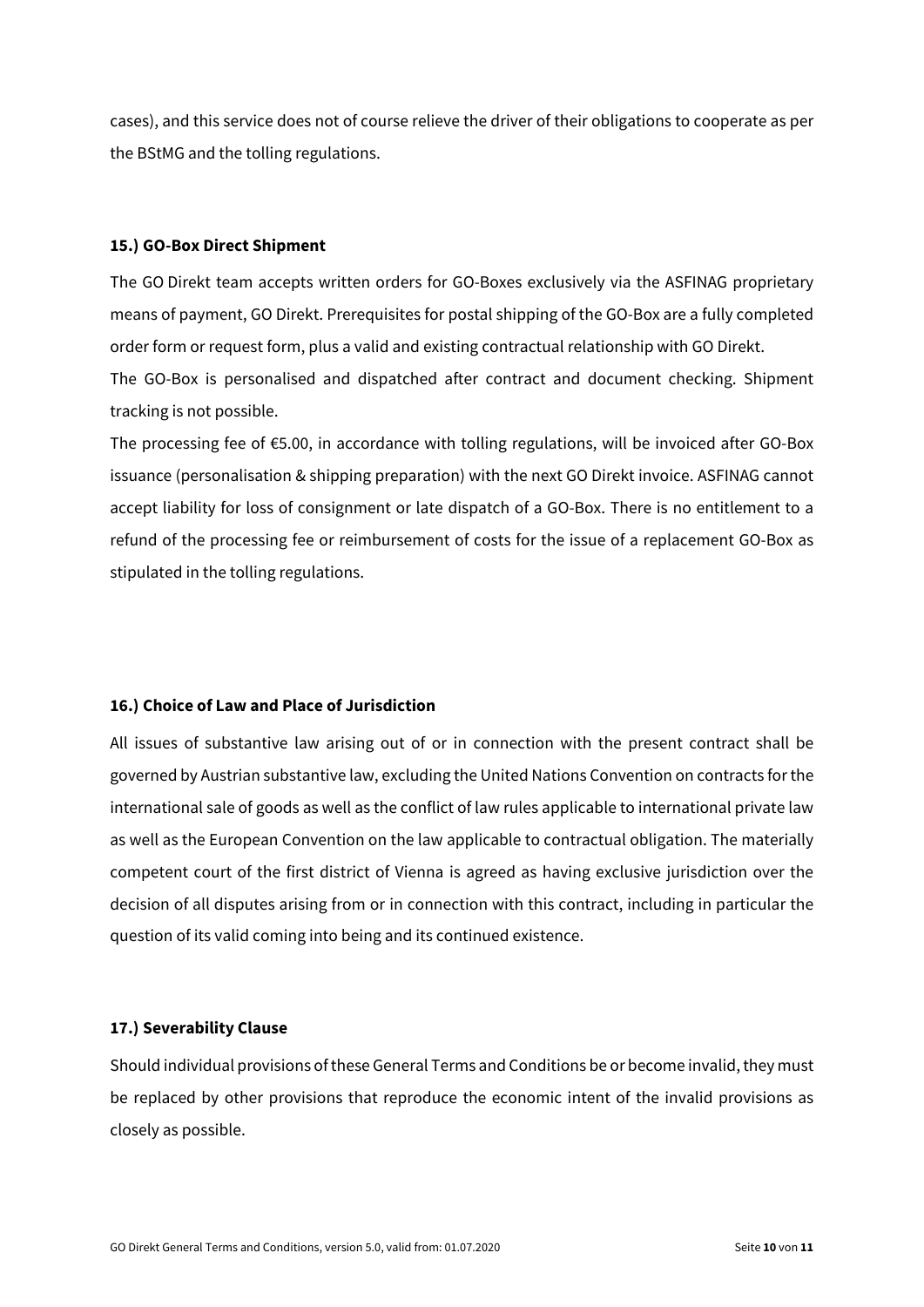cases), and this service does not of course relieve the driver of their obligations to cooperate as per the BStMG and the tolling regulations.

### 15.) GO-Box Direct Shipment

The GO Direkt team accepts written orders for GO-Boxes exclusively via the ASFINAG proprietary means of payment, GO Direkt. Prerequisites for postal shipping of the GO-Box are a fully completed order form or request form, plus a valid and existing contractual relationship with GO Direkt.

The GO-Box is personalised and dispatched after contract and document checking. Shipment tracking is not possible.

The processing fee of €5.00, in accordance with tolling regulations, will be invoiced after GO-Box issuance (personalisation & shipping preparation) with the next GO Direkt invoice. ASFINAG cannot accept liability for loss of consignment or late dispatch of a GO-Box. There is no entitlement to a refund of the processing fee or reimbursement of costs for the issue of a replacement GO-Box as stipulated in the tolling regulations.

### 16.) Choice of Law and Place of Jurisdiction

All issues of substantive law arising out of or in connection with the present contract shall be governed by Austrian substantive law, excluding the United Nations Convention on contracts for the international sale of goods as well as the conflict of law rules applicable to international private law as well as the European Convention on the law applicable to contractual obligation. The materially competent court of the first district of Vienna is agreed as having exclusive jurisdiction over the decision of all disputes arising from or in connection with this contract, including in particular the question of its valid coming into being and its continued existence.

### 17.) Severability Clause

Should individual provisions of these General Terms and Conditions be or become invalid, they must be replaced by other provisions that reproduce the economic intent of the invalid provisions as closely as possible.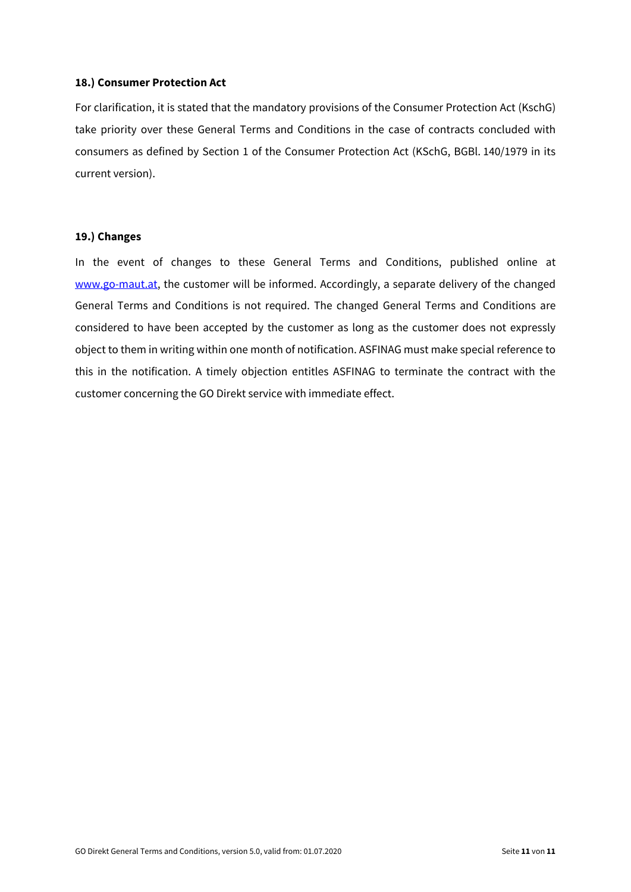**18.) Consumer Protection Act**

For clarification, it is stated that the mandatory provisions of the Consumer Protection Act (KschG) take priority over these General Terms and Conditions in the case of contracts concluded with consumers as defined by Section 1 of the Consumer Protection Act (KSchG, BGBl. 140/1979 in its current version).

**19.) Changes**

In the event of changes to these General Terms and Conditions, published online at www.go-maut.at, the customer will be informed. Accordingly, a separate delivery of the changed General Terms and Conditions is not required. The changed General Terms and Conditions are considered to have been accepted by the customer as long as the customer does not expressly object to them in writing within one month of notification. ASFINAG must make special reference to this in the notification. A timely objection entitles ASFINAG to terminate the contract with the customer concerning the GO Direkt service with immediate effect.